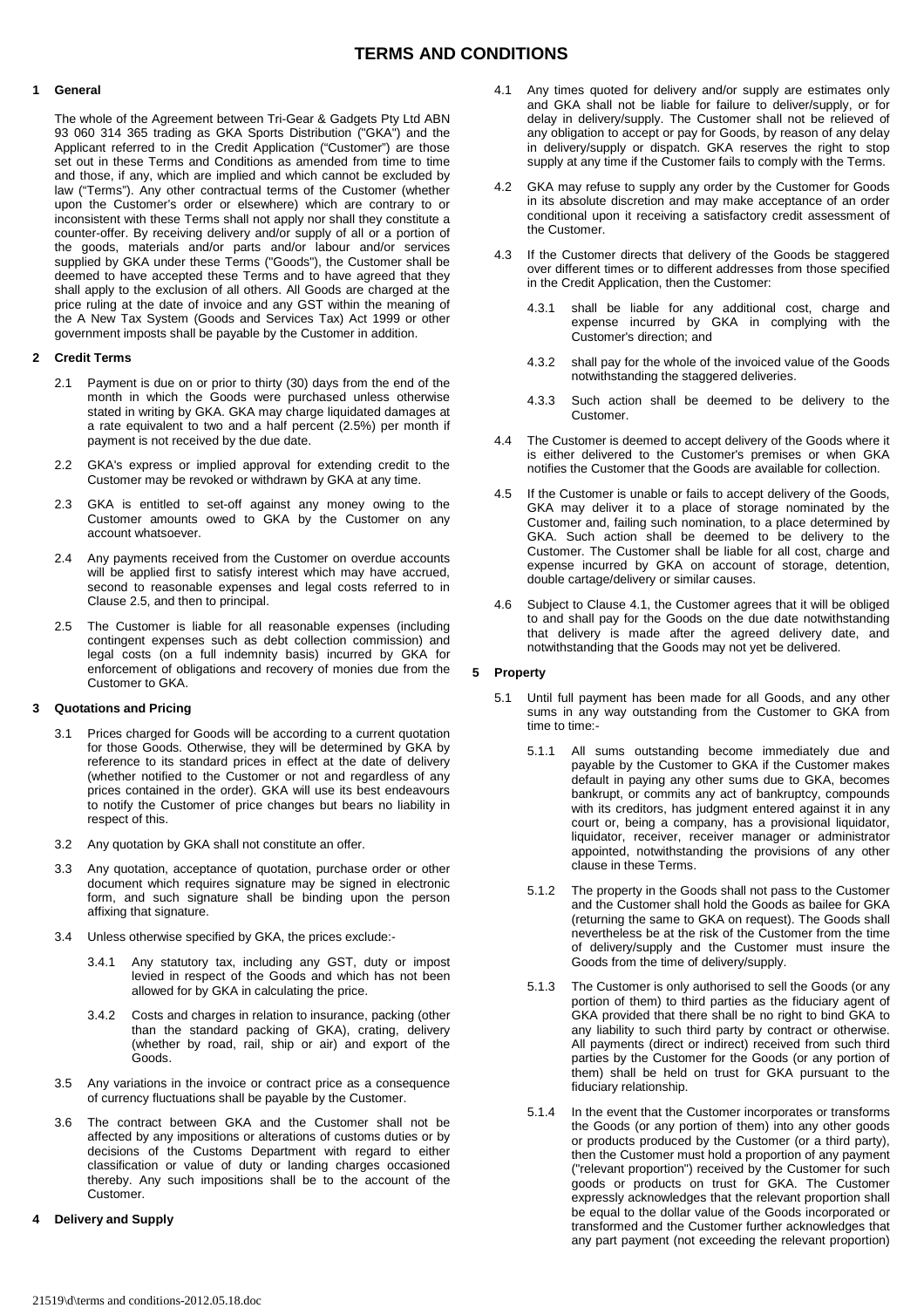# TERMS AND CONDITIONS

## 1 General

The whole of the Agreement between Tri-Gear & Gadgets Pty Ltd ABN 93 060 314 365 trading as GKA Sports Distribution ("GKA") and the Applicant referred to in the Credit Application ("Customer") are those set out in these Terms and Conditions as amended from time to time and those, if any, which are implied and which cannot be excluded by law ("Terms"). Any other contractual terms of the Customer (whether upon the Customer's order or elsewhere) which are contrary to or inconsistent with these Terms shall not apply nor shall they constitute a counter-offer. By receiving delivery and/or supply of all or a portion of the goods, materials and/or parts and/or labour and/or services supplied by GKA under these Terms ("Goods"), the Customer shall be deemed to have accepted these Terms and to have agreed that they shall apply to the exclusion of all others. All Goods are charged at the price ruling at the date of invoice and any GST within the meaning of the A New Tax System (Goods and Services Tax) Act 1999 or other government imposts shall be payable by the Customer in addition.

## 2 Credit Terms

2.1 Payment is due on or prior to thirty (30) days from the end of the month in which the Goods were purchased unless otherwise stated in writing by GKA. GKA may charge liquidated damages at a rate equivalent to two and a half percent (2.5%) per month if payment is not received by the due date.

2.2 GKA's express or implied approval for extending credit to the Customer may be revoked or withdrawn by GKA at any time.

2.3 GKA is entitled to set-off against any money owing to the Customer amounts owed to GKA by the Customer on any account whatsoever.

2.4 Any payments received from the Customer on overdue accounts will be applied first to satisfy interest which may have accrued, second to reasonable expenses and legal costs referred to in Clause 2.5, and then to principal.

2.5 The Customer is liable for all reasonable expenses (including contingent expenses such as debt collection commission) and legal costs (on a full indemnity basis) incurred by GKA for enforcement of obligations and recovery of monies due from the Customer to GKA.

## 3 Quotations and Pricing

3.1 Prices charged for Goods will be according to a current quotation for those Goods. Otherwise, they will be determined by GKA by reference to its standard prices in effect at the date of delivery (whether notified to the Customer or not and regardless of any prices contained in the order). GKA will use its best endeavours to notify the Customer of price changes but bears no liability in respect of this.

3.2 Any quotation by GKA shall not constitute an offer.

3.3 Any quotation, acceptance of quotation, purchase order or other document which requires signature may be signed in electronic form, and such signature shall be binding upon the person affixing that signature.

3.4 Unless otherwise specified by GKA, the prices exclude:-

3.4.1 Any statutory tax, including any GST, duty or impost levied in respect of the Goods and which has not been allowed for by GKA in calculating the price.

3.4.2 Costs and charges in relation to insurance, packing (other than the standard packing of GKA), crating, delivery (whether by road, rail, ship or air) and export of the Goods.

3.5 Any variations in the invoice or contract price as a consequence of currency fluctuations shall be payable by the Customer.

3.6 The contract between GKA and the Customer shall not be affected by any impositions or alterations of customs duties or by decisions of the Customs Department with regard to either classification or value of duty or landing charges occasioned thereby. Any such impositions shall be to the account of the Customer.

## 4 Delivery and Supply

4.1 Any times quoted for delivery and/or supply are estimates only and GKA shall not be liable for failure to deliver/supply, or for delay in delivery/supply. The Customer shall not be relieved of any obligation to accept or pay for Goods, by reason of any delay in delivery/supply or dispatch. GKA reserves the right to stop supply at any time if the Customer fails to comply with the Terms.

4.2 GKA may refuse to supply any order by the Customer for Goods in its absolute discretion and may make acceptance of an order conditional upon it receiving a satisfactory credit assessment of the Customer.

4.3 If the Customer directs that delivery of the Goods be staggered over different times or to different addresses from those specified in the Credit Application, then the Customer:

4.3.1 shall be liable for any additional cost, charge and expense incurred by GKA in complying with the Customer's direction; and

4.3.2 shall pay for the whole of the invoiced value of the Goods notwithstanding the staggered deliveries.

4.3.3 Such action shall be deemed to be delivery to the Customer.

4.4 The Customer is deemed to accept delivery of the Goods where it is either delivered to the Customer's premises or when GKA notifies the Customer that the Goods are available for collection.

4.5 If the Customer is unable or fails to accept delivery of the Goods, GKA may deliver it to a place of storage nominated by the Customer and, failing such nomination, to a place determined by GKA. Such action shall be deemed to be delivery to the Customer. The Customer shall be liable for all cost, charge and expense incurred by GKA on account of storage, detention, double cartage/delivery or similar causes.

4.6 Subject to Clause 4.1, the Customer agrees that it will be obliged to and shall pay for the Goods on the due date notwithstanding that delivery is made after the agreed delivery date, and notwithstanding that the Goods may not yet be delivered.

## 5 Property

5.1 Until full payment has been made for all Goods, and any other sums in any way outstanding from the Customer to GKA from time to time:-

5.1.1 All sums outstanding become immediately due and payable by the Customer to GKA if the Customer makes default in paying any other sums due to GKA, becomes bankrupt, or commits any act of bankruptcy, compounds with its creditors, has judgment entered against it in any court or, being a company, has a provisional liquidator, liquidator, receiver, receiver manager or administrator appointed, notwithstanding the provisions of any other clause in these Terms.

5.1.2 The property in the Goods shall not pass to the Customer and the Customer shall hold the Goods as bailee for GKA (returning the same to GKA on request). The Goods shall nevertheless be at the risk of the Customer from the time of delivery/supply and the Customer must insure the Goods from the time of delivery/supply.

5.1.3 The Customer is only authorised to sell the Goods (or any portion of them) to third parties as the fiduciary agent of GKA provided that there shall be no right to bind GKA to any liability to such third party by contract or otherwise. All payments (direct or indirect) received from such third parties by the Customer for the Goods (or any portion of them) shall be held on trust for GKA pursuant to the fiduciary relationship.

5.1.4 In the event that the Customer incorporates or transforms the Goods (or any portion of them) into any other goods or products produced by the Customer (or a third party), then the Customer must hold a proportion of any payment ("relevant proportion") received by the Customer for such goods or products on trust for GKA. The Customer expressly acknowledges that the relevant proportion shall be equal to the dollar value of the Goods incorporated or transformed and the Customer further acknowledges that any part payment (not exceeding the relevant proportion)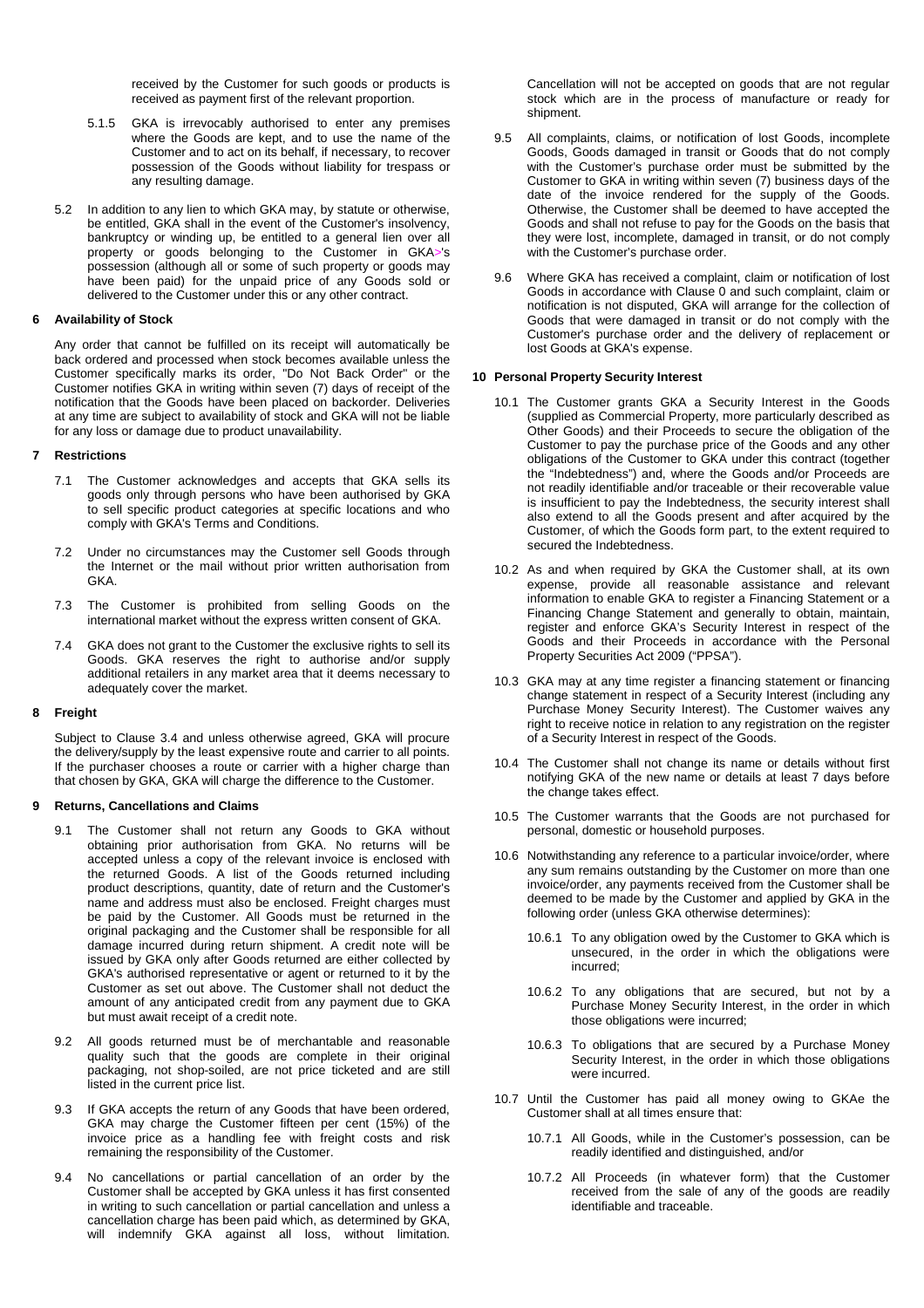received by the Customer for such goods or products is received as payment first of the relevant proportion.

5.1.5 GKA is irrevocably authorised to enter any premises where the Goods are kept, and to use the name of the Customer and to act on its behalf, if necessary, to recover possession of the Goods without liability for trespass or any resulting damage.

5.2 In addition to any lien to which GKA may, by statute or otherwise, be entitled, GKA shall in the event of the Customer's insolvency, bankruptcy or winding up, be entitled to a general lien over all property or goods belonging to the Customer in GKA>'s possession (although all or some of such property or goods may have been paid) for the unpaid price of any Goods sold or delivered to the Customer under this or any other contract.

## 6 Availability of Stock

Any order that cannot be fulfilled on its receipt will automatically be back ordered and processed when stock becomes available unless the Customer specifically marks its order, "Do Not Back Order" or the Customer notifies GKA in writing within seven (7) days of receipt of the notification that the Goods have been placed on backorder. Deliveries at any time are subject to availability of stock and GKA will not be liable for any loss or damage due to product unavailability.

## 7 Restrictions

7.1 The Customer acknowledges and accepts that GKA sells its goods only through persons who have been authorised by GKA to sell specific product categories at specific locations and who comply with GKA's Terms and Conditions.

7.2 Under no circumstances may the Customer sell Goods through the Internet or the mail without prior written authorisation from GKA.

7.3 The Customer is prohibited from selling Goods on the international market without the express written consent of GKA.

7.4 GKA does not grant to the Customer the exclusive rights to sell its Goods. GKA reserves the right to authorise and/or supply additional retailers in any market area that it deems necessary to adequately cover the market.

## 8 Freight

Subject to Clause 3.4 and unless otherwise agreed, GKA will procure the delivery/supply by the least expensive route and carrier to all points. If the purchaser chooses a route or carrier with a higher charge than that chosen by GKA, GKA will charge the difference to the Customer.

## 9 Returns, Cancellations and Claims

9.1 The Customer shall not return any Goods to GKA without obtaining prior authorisation from GKA. No returns will be accepted unless a copy of the relevant invoice is enclosed with the returned Goods. A list of the Goods returned including product descriptions, quantity, date of return and the Customer's name and address must also be enclosed. Freight charges must be paid by the Customer. All Goods must be returned in the original packaging and the Customer shall be responsible for all damage incurred during return shipment. A credit note will be issued by GKA only after Goods returned are either collected by GKA's authorised representative or agent or returned to it by the Customer as set out above. The Customer shall not deduct the amount of any anticipated credit from any payment due to GKA but must await receipt of a credit note.

9.2 All goods returned must be of merchantable and reasonable quality such that the goods are complete in their original packaging, not shop-soiled, are not price ticketed and are still listed in the current price list.

9.3 If GKA accepts the return of any Goods that have been ordered, GKA may charge the Customer fifteen per cent (15%) of the invoice price as a handling fee with freight costs and risk remaining the responsibility of the Customer.

9.4 No cancellations or partial cancellation of an order by the Customer shall be accepted by GKA unless it has first consented in writing to such cancellation or partial cancellation and unless a cancellation charge has been paid which, as determined by GKA, will indemnify GKA against all loss, without limitation. Cancellation will not be accepted on goods that are not regular stock which are in the process of manufacture or ready for shipment.

9.5 All complaints, claims, or notification of lost Goods, incomplete Goods, Goods damaged in transit or Goods that do not comply with the Customer's purchase order must be submitted by the Customer to GKA in writing within seven (7) business days of the date of the invoice rendered for the supply of the Goods. Otherwise, the Customer shall be deemed to have accepted the Goods and shall not refuse to pay for the Goods on the basis that they were lost, incomplete, damaged in transit, or do not comply with the Customer's purchase order.

9.6 Where GKA has received a complaint, claim or notification of lost Goods in accordance with Clause 0 and such complaint, claim or notification is not disputed, GKA will arrange for the collection of Goods that were damaged in transit or do not comply with the Customer's purchase order and the delivery of replacement or lost Goods at GKA's expense.

## 10 Personal Property Security Interest

10.1 The Customer grants GKA a Security Interest in the Goods (supplied as Commercial Property, more particularly described as Other Goods) and their Proceeds to secure the obligation of the Customer to pay the purchase price of the Goods and any other obligations of the Customer to GKA under this contract (together the "Indebtedness") and, where the Goods and/or Proceeds are not readily identifiable and/or traceable or their recoverable value is insufficient to pay the Indebtedness, the security interest shall also extend to all the Goods present and after acquired by the Customer, of which the Goods form part, to the extent required to secured the Indebtedness.

10.2 As and when required by GKA the Customer shall, at its own expense, provide all reasonable assistance and relevant information to enable GKA to register a Financing Statement or a Financing Change Statement and generally to obtain, maintain, register and enforce GKA's Security Interest in respect of the Goods and their Proceeds in accordance with the Personal Property Securities Act 2009 ("PPSA").

10.3 GKA may at any time register a financing statement or financing change statement in respect of a Security Interest (including any Purchase Money Security Interest). The Customer waives any right to receive notice in relation to any registration on the register of a Security Interest in respect of the Goods.

10.4 The Customer shall not change its name or details without first notifying GKA of the new name or details at least 7 days before the change takes effect.

10.5 The Customer warrants that the Goods are not purchased for personal, domestic or household purposes.

10.6 Notwithstanding any reference to a particular invoice/order, where any sum remains outstanding by the Customer on more than one invoice/order, any payments received from the Customer shall be deemed to be made by the Customer and applied by GKA in the following order (unless GKA otherwise determines):

10.6.1 To any obligation owed by the Customer to GKA which is unsecured, in the order in which the obligations were incurred;

10.6.2 To any obligations that are secured, but not by a Purchase Money Security Interest, in the order in which those obligations were incurred;

10.6.3 To obligations that are secured by a Purchase Money Security Interest, in the order in which those obligations were incurred.

10.7 Until the Customer has paid all money owing to GKAe the Customer shall at all times ensure that:

10.7.1 All Goods, while in the Customer's possession, can be readily identified and distinguished, and/or

10.7.2 All Proceeds (in whatever form) that the Customer received from the sale of any of the goods are readily identifiable and traceable.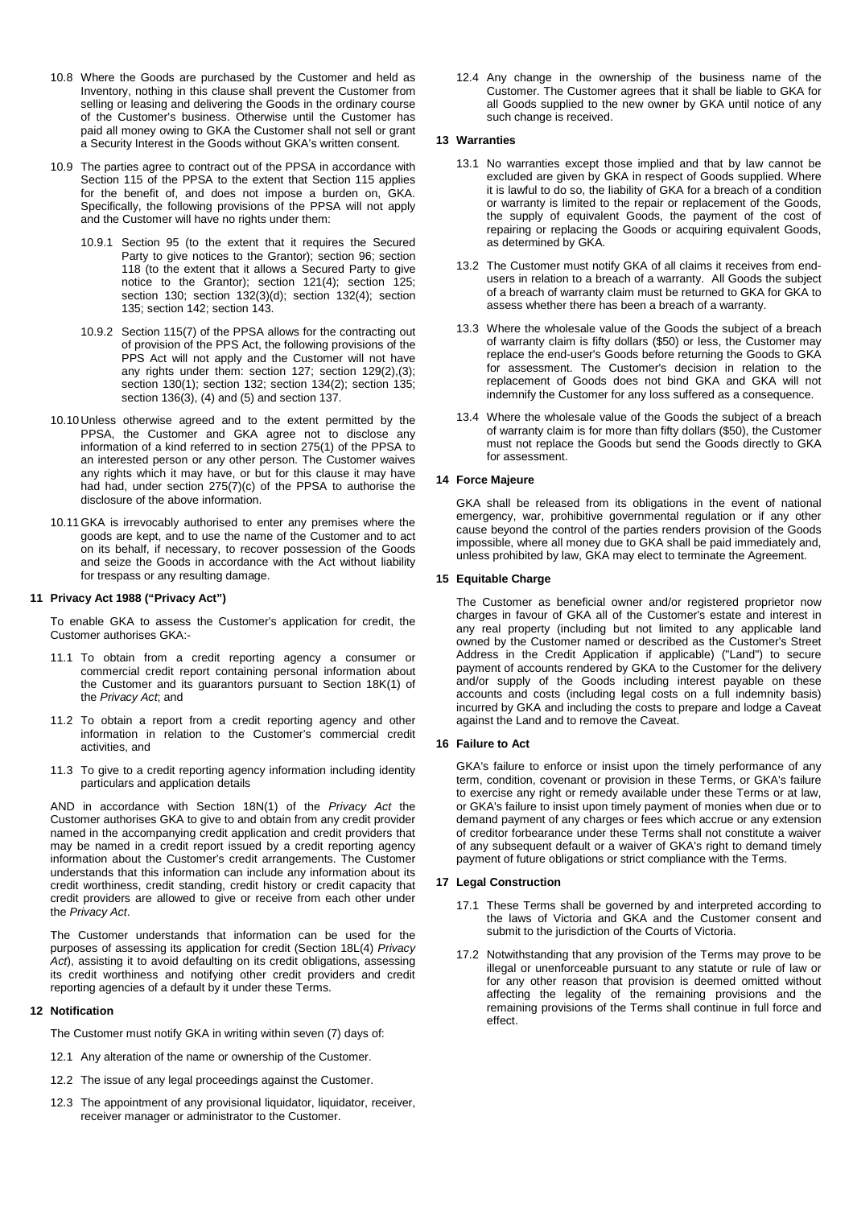10.8 Where the Goods are purchased by the Customer and held as Inventory, nothing in this clause shall prevent the Customer from selling or leasing and delivering the Goods in the ordinary course of the Customer's business. Otherwise until the Customer has paid all money owing to GKA the Customer shall not sell or grant a Security Interest in the Goods without GKA's written consent.

10.9 The parties agree to contract out of the PPSA in accordance with Section 115 of the PPSA to the extent that Section 115 applies for the benefit of, and does not impose a burden on, GKA. Specifically, the following provisions of the PPSA will not apply and the Customer will have no rights under them:

10.9.1 Section 95 (to the extent that it requires the Secured Party to give notices to the Grantor); section 96; section 118 (to the extent that it allows a Secured Party to give notice to the Grantor); section 121(4); section 125; section 130; section 132(3)(d); section 132(4); section 135; section 142; section 143.

10.9.2 Section 115(7) of the PPSA allows for the contracting out of provision of the PPS Act, the following provisions of the PPS Act will not apply and the Customer will not have any rights under them: section 127; section 129(2),(3); section 130(1); section 132; section 134(2); section 135; section 136(3), (4) and (5) and section 137.

10.10 Unless otherwise agreed and to the extent permitted by the PPSA, the Customer and GKA agree not to disclose any information of a kind referred to in section 275(1) of the PPSA to an interested person or any other person. The Customer waives any rights which it may have, or but for this clause it may have had had, under section 275(7)(c) of the PPSA to authorise the disclosure of the above information.

10.11 GKA is irrevocably authorised to enter any premises where the goods are kept, and to use the name of the Customer and to act on its behalf, if necessary, to recover possession of the Goods and seize the Goods in accordance with the Act without liability for trespass or any resulting damage.

## 11 Privacy Act 1988 ("Privacy Act")

To enable GKA to assess the Customer's application for credit, the Customer authorises GKA:-

11.1 To obtain from a credit reporting agency a consumer or commercial credit report containing personal information about the Customer and its guarantors pursuant to Section 18K(1) of the *Privacy Act*; and

11.2 To obtain a report from a credit reporting agency and other information in relation to the Customer's commercial credit activities, and

11.3 To give to a credit reporting agency information including identity particulars and application details

AND in accordance with Section 18N(1) of the *Privacy Act* the Customer authorises GKA to give to and obtain from any credit provider named in the accompanying credit application and credit providers that may be named in a credit report issued by a credit reporting agency information about the Customer's credit arrangements. The Customer understands that this information can include any information about its credit worthiness, credit standing, credit history or credit capacity that credit providers are allowed to give or receive from each other under the *Privacy Act*.

The Customer understands that information can be used for the purposes of assessing its application for credit (Section 18L(4) *Privacy Act*), assisting it to avoid defaulting on its credit obligations, assessing its credit worthiness and notifying other credit providers and credit reporting agencies of a default by it under these Terms.

## 12 Notification

The Customer must notify GKA in writing within seven (7) days of:

12.1 Any alteration of the name or ownership of the Customer.

12.2 The issue of any legal proceedings against the Customer.

12.3 The appointment of any provisional liquidator, liquidator, receiver, receiver manager or administrator to the Customer.

12.4 Any change in the ownership of the business name of the Customer. The Customer agrees that it shall be liable to GKA for all Goods supplied to the new owner by GKA until notice of any such change is received.

## 13 Warranties

13.1 No warranties except those implied and that by law cannot be excluded are given by GKA in respect of Goods supplied. Where it is lawful to do so, the liability of GKA for a breach of a condition or warranty is limited to the repair or replacement of the Goods, the supply of equivalent Goods, the payment of the cost of repairing or replacing the Goods or acquiring equivalent Goods, as determined by GKA.

13.2 The Customer must notify GKA of all claims it receives from end-users in relation to a breach of a warranty. All Goods the subject of a breach of warranty claim must be returned to GKA for GKA to assess whether there has been a breach of a warranty.

13.3 Where the wholesale value of the Goods the subject of a breach of warranty claim is fifty dollars ($50) or less, the Customer may replace the end-user's Goods before returning the Goods to GKA for assessment. The Customer's decision in relation to the replacement of Goods does not bind GKA and GKA will not indemnify the Customer for any loss suffered as a consequence.

13.4 Where the wholesale value of the Goods the subject of a breach of warranty claim is for more than fifty dollars ($50), the Customer must not replace the Goods but send the Goods directly to GKA for assessment.

## 14 Force Majeure

GKA shall be released from its obligations in the event of national emergency, war, prohibitive governmental regulation or if any other cause beyond the control of the parties renders provision of the Goods impossible, where all money due to GKA shall be paid immediately and, unless prohibited by law, GKA may elect to terminate the Agreement.

## 15 Equitable Charge

The Customer as beneficial owner and/or registered proprietor now charges in favour of GKA all of the Customer's estate and interest in any real property (including but not limited to any applicable land owned by the Customer named or described as the Customer's Street Address in the Credit Application if applicable) ("Land") to secure payment of accounts rendered by GKA to the Customer for the delivery and/or supply of the Goods including interest payable on these accounts and costs (including legal costs on a full indemnity basis) incurred by GKA and including the costs to prepare and lodge a Caveat against the Land and to remove the Caveat.

## 16 Failure to Act

GKA's failure to enforce or insist upon the timely performance of any term, condition, covenant or provision in these Terms, or GKA's failure to exercise any right or remedy available under these Terms or at law, or GKA's failure to insist upon timely payment of monies when due or to demand payment of any charges or fees which accrue or any extension of creditor forbearance under these Terms shall not constitute a waiver of any subsequent default or a waiver of GKA's right to demand timely payment of future obligations or strict compliance with the Terms.

## 17 Legal Construction

17.1 These Terms shall be governed by and interpreted according to the laws of Victoria and GKA and the Customer consent and submit to the jurisdiction of the Courts of Victoria.

17.2 Notwithstanding that any provision of the Terms may prove to be illegal or unenforceable pursuant to any statute or rule of law or for any other reason that provision is deemed omitted without affecting the legality of the remaining provisions and the remaining provisions of the Terms shall continue in full force and effect.